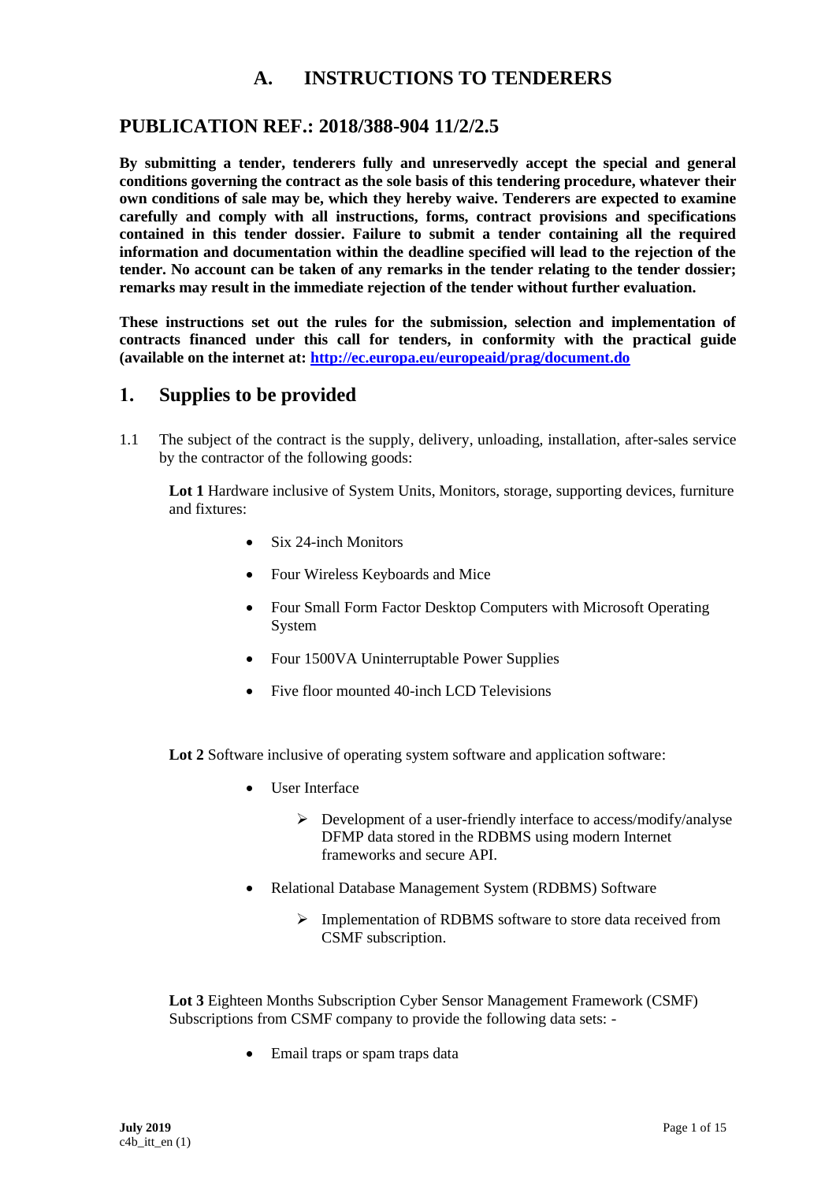# A. INSTRUCTIONS TO TENDERERS

## PUBLICATION REF.: 2018/388-904 11/2/2.5

**By submitting a tender, tenderers fully and unreservedly accept the special and general conditions governing the contract as the sole basis of this tendering procedure, whatever their own conditions of sale may be, which they hereby waive. Tenderers are expected to examine carefully and comply with all instructions, forms, contract provisions and specifications contained in this tender dossier. Failure to submit a tender containing all the required information and documentation within the deadline specified will lead to the rejection of the tender. No account can be taken of any remarks in the tender relating to the tender dossier; remarks may result in the immediate rejection of the tender without further evaluation.**

**These instructions set out the rules for the submission, selection and implementation of contracts financed under this call for tenders, in conformity with the practical guide (available on the internet at: [http://ec.europa.eu/europeaid/prag/document.do](http://ec.europa.eu/europeaid/prag/document.do)**

## 1. Supplies to be provided

1.1 The subject of the contract is the supply, delivery, unloading, installation, after-sales service by the contractor of the following goods:

**Lot 1** Hardware inclusive of System Units, Monitors, storage, supporting devices, furniture and fixtures:

- Six 24-inch Monitors
- Four Wireless Keyboards and Mice
- Four Small Form Factor Desktop Computers with Microsoft Operating System
- Four 1500VA Uninterruptable Power Supplies
- Five floor mounted 40-inch LCD Televisions

**Lot 2** Software inclusive of operating system software and application software:

- User Interface
  - Development of a user-friendly interface to access/modify/analyse DFMP data stored in the RDBMS using modern Internet frameworks and secure API.
- Relational Database Management System (RDBMS) Software
  - Implementation of RDBMS software to store data received from CSMF subscription.

**Lot 3** Eighteen Months Subscription Cyber Sensor Management Framework (CSMF) Subscriptions from CSMF company to provide the following data sets: -

- Email traps or spam traps data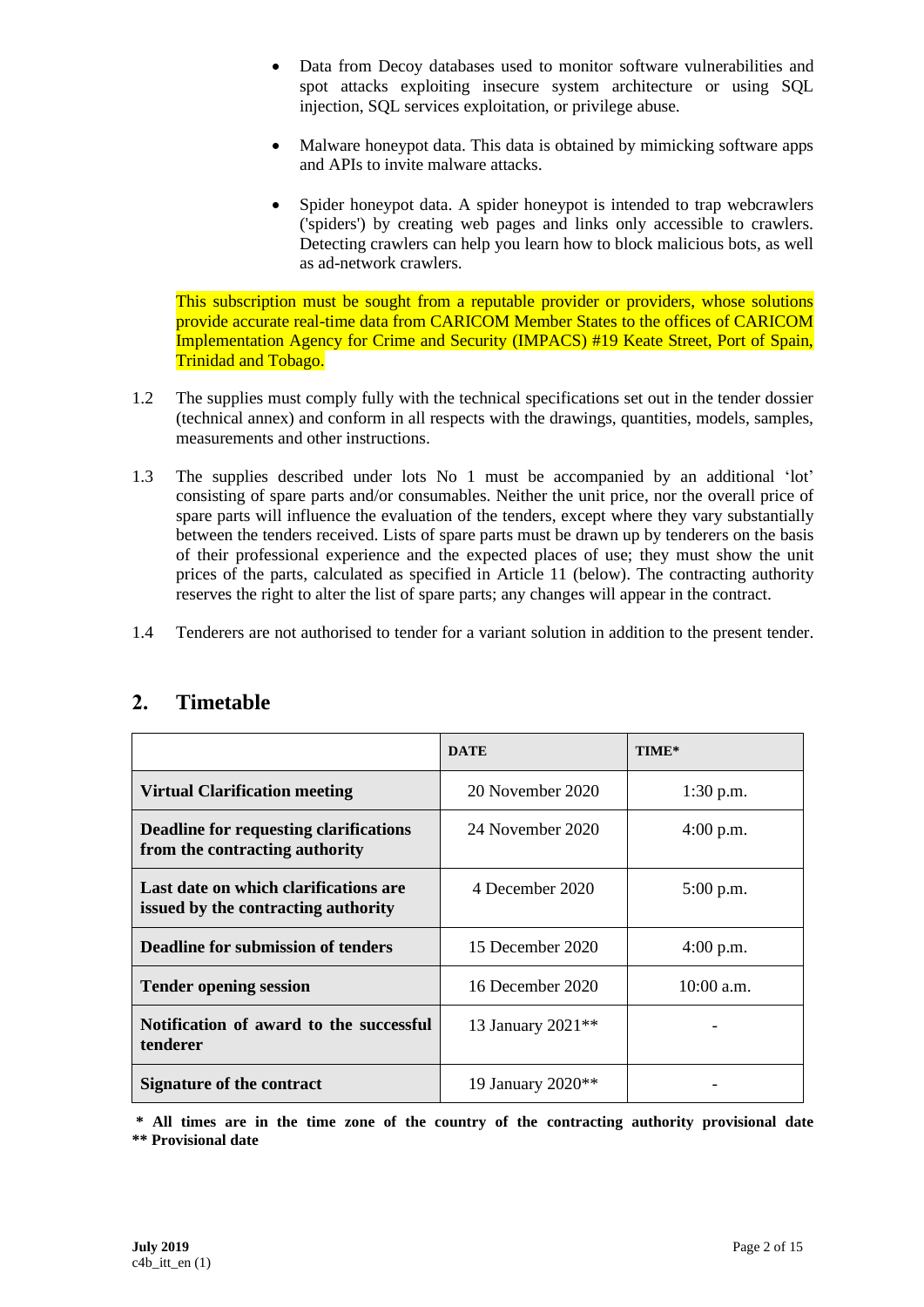- Data from Decoy databases used to monitor software vulnerabilities and spot attacks exploiting insecure system architecture or using SQL injection, SQL services exploitation, or privilege abuse.

- Malware honeypot data. This data is obtained by mimicking software apps and APIs to invite malware attacks.

- Spider honeypot data. A spider honeypot is intended to trap webcrawlers ('spiders') by creating web pages and links only accessible to crawlers. Detecting crawlers can help you learn how to block malicious bots, as well as ad-network crawlers.

This subscription must be sought from a reputable provider or providers, whose solutions provide accurate real-time data from CARICOM Member States to the offices of CARICOM Implementation Agency for Crime and Security (IMPACS) #19 Keate Street, Port of Spain, Trinidad and Tobago.

1.2 The supplies must comply fully with the technical specifications set out in the tender dossier (technical annex) and conform in all respects with the drawings, quantities, models, samples, measurements and other instructions.

1.3 The supplies described under lots No 1 must be accompanied by an additional 'lot' consisting of spare parts and/or consumables. Neither the unit price, nor the overall price of spare parts will influence the evaluation of the tenders, except where they vary substantially between the tenders received. Lists of spare parts must be drawn up by tenderers on the basis of their professional experience and the expected places of use; they must show the unit prices of the parts, calculated as specified in Article 11 (below). The contracting authority reserves the right to alter the list of spare parts; any changes will appear in the contract.

1.4 Tenderers are not authorised to tender for a variant solution in addition to the present tender.

## 2. Timetable

| | DATE | TIME* |
|---|---|---|
| **Virtual Clarification meeting** | 20 November 2020 | 1:30 p.m. |
| **Deadline for requesting clarifications from the contracting authority** | 24 November 2020 | 4:00 p.m. |
| **Last date on which clarifications are issued by the contracting authority** | 4 December 2020 | 5:00 p.m. |
| **Deadline for submission of tenders** | 15 December 2020 | 4:00 p.m. |
| **Tender opening session** | 16 December 2020 | 10:00 a.m. |
| **Notification of award to the successful tenderer** | 13 January 2021** | - |
| **Signature of the contract** | 19 January 2020** | - |

**\* All times are in the time zone of the country of the contracting authority provisional date**
**\*\* Provisional date**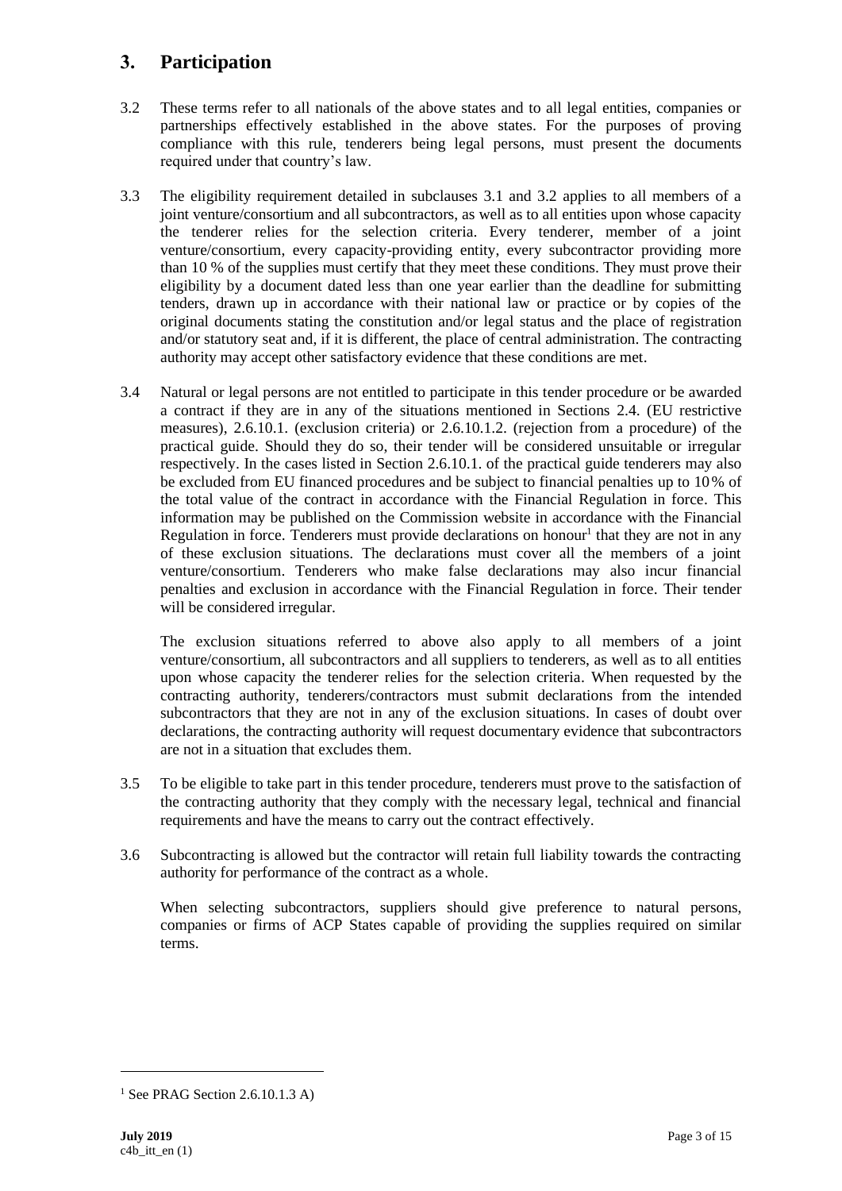## 3. Participation

3.2 These terms refer to all nationals of the above states and to all legal entities, companies or partnerships effectively established in the above states. For the purposes of proving compliance with this rule, tenderers being legal persons, must present the documents required under that country's law.

3.3 The eligibility requirement detailed in subclauses 3.1 and 3.2 applies to all members of a joint venture/consortium and all subcontractors, as well as to all entities upon whose capacity the tenderer relies for the selection criteria. Every tenderer, member of a joint venture/consortium, every capacity-providing entity, every subcontractor providing more than 10 % of the supplies must certify that they meet these conditions. They must prove their eligibility by a document dated less than one year earlier than the deadline for submitting tenders, drawn up in accordance with their national law or practice or by copies of the original documents stating the constitution and/or legal status and the place of registration and/or statutory seat and, if it is different, the place of central administration. The contracting authority may accept other satisfactory evidence that these conditions are met.

3.4 Natural or legal persons are not entitled to participate in this tender procedure or be awarded a contract if they are in any of the situations mentioned in Sections 2.4. (EU restrictive measures), 2.6.10.1. (exclusion criteria) or 2.6.10.1.2. (rejection from a procedure) of the practical guide. Should they do so, their tender will be considered unsuitable or irregular respectively. In the cases listed in Section 2.6.10.1. of the practical guide tenderers may also be excluded from EU financed procedures and be subject to financial penalties up to 10 % of the total value of the contract in accordance with the Financial Regulation in force. This information may be published on the Commission website in accordance with the Financial Regulation in force. Tenderers must provide declarations on honour[1] that they are not in any of these exclusion situations. The declarations must cover all the members of a joint venture/consortium. Tenderers who make false declarations may also incur financial penalties and exclusion in accordance with the Financial Regulation in force. Their tender will be considered irregular.

The exclusion situations referred to above also apply to all members of a joint venture/consortium, all subcontractors and all suppliers to tenderers, as well as to all entities upon whose capacity the tenderer relies for the selection criteria. When requested by the contracting authority, tenderers/contractors must submit declarations from the intended subcontractors that they are not in any of the exclusion situations. In cases of doubt over declarations, the contracting authority will request documentary evidence that subcontractors are not in a situation that excludes them.

3.5 To be eligible to take part in this tender procedure, tenderers must prove to the satisfaction of the contracting authority that they comply with the necessary legal, technical and financial requirements and have the means to carry out the contract effectively.

3.6 Subcontracting is allowed but the contractor will retain full liability towards the contracting authority for performance of the contract as a whole.

When selecting subcontractors, suppliers should give preference to natural persons, companies or firms of ACP States capable of providing the supplies required on similar terms.

[1] See PRAG Section 2.6.10.1.3 A)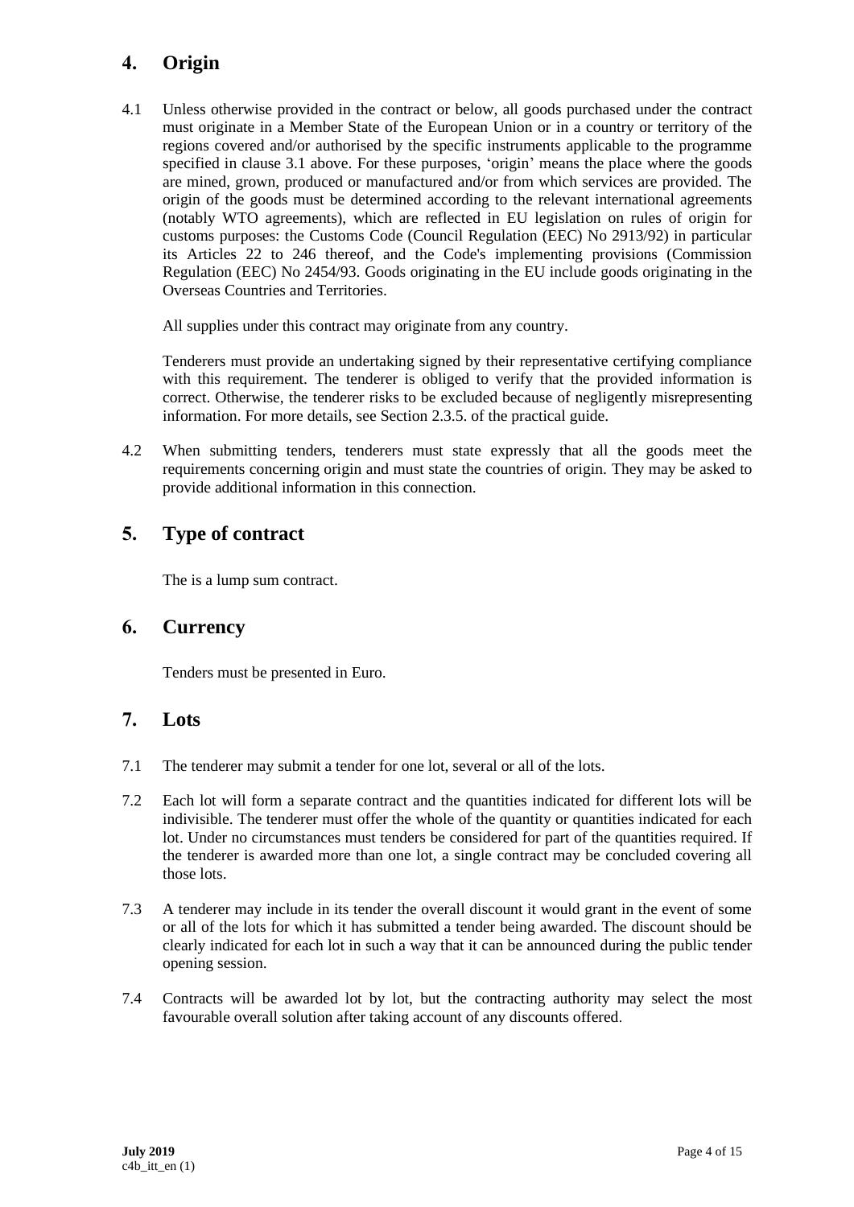## 4. Origin

4.1 Unless otherwise provided in the contract or below, all goods purchased under the contract must originate in a Member State of the European Union or in a country or territory of the regions covered and/or authorised by the specific instruments applicable to the programme specified in clause 3.1 above. For these purposes, 'origin' means the place where the goods are mined, grown, produced or manufactured and/or from which services are provided. The origin of the goods must be determined according to the relevant international agreements (notably WTO agreements), which are reflected in EU legislation on rules of origin for customs purposes: the Customs Code (Council Regulation (EEC) No 2913/92) in particular its Articles 22 to 246 thereof, and the Code's implementing provisions (Commission Regulation (EEC) No 2454/93. Goods originating in the EU include goods originating in the Overseas Countries and Territories.

All supplies under this contract may originate from any country.

Tenderers must provide an undertaking signed by their representative certifying compliance with this requirement. The tenderer is obliged to verify that the provided information is correct. Otherwise, the tenderer risks to be excluded because of negligently misrepresenting information. For more details, see Section 2.3.5. of the practical guide.

4.2 When submitting tenders, tenderers must state expressly that all the goods meet the requirements concerning origin and must state the countries of origin. They may be asked to provide additional information in this connection.

## 5. Type of contract

The is a lump sum contract.

## 6. Currency

Tenders must be presented in Euro.

## 7. Lots

7.1 The tenderer may submit a tender for one lot, several or all of the lots.

7.2 Each lot will form a separate contract and the quantities indicated for different lots will be indivisible. The tenderer must offer the whole of the quantity or quantities indicated for each lot. Under no circumstances must tenders be considered for part of the quantities required. If the tenderer is awarded more than one lot, a single contract may be concluded covering all those lots.

7.3 A tenderer may include in its tender the overall discount it would grant in the event of some or all of the lots for which it has submitted a tender being awarded. The discount should be clearly indicated for each lot in such a way that it can be announced during the public tender opening session.

7.4 Contracts will be awarded lot by lot, but the contracting authority may select the most favourable overall solution after taking account of any discounts offered.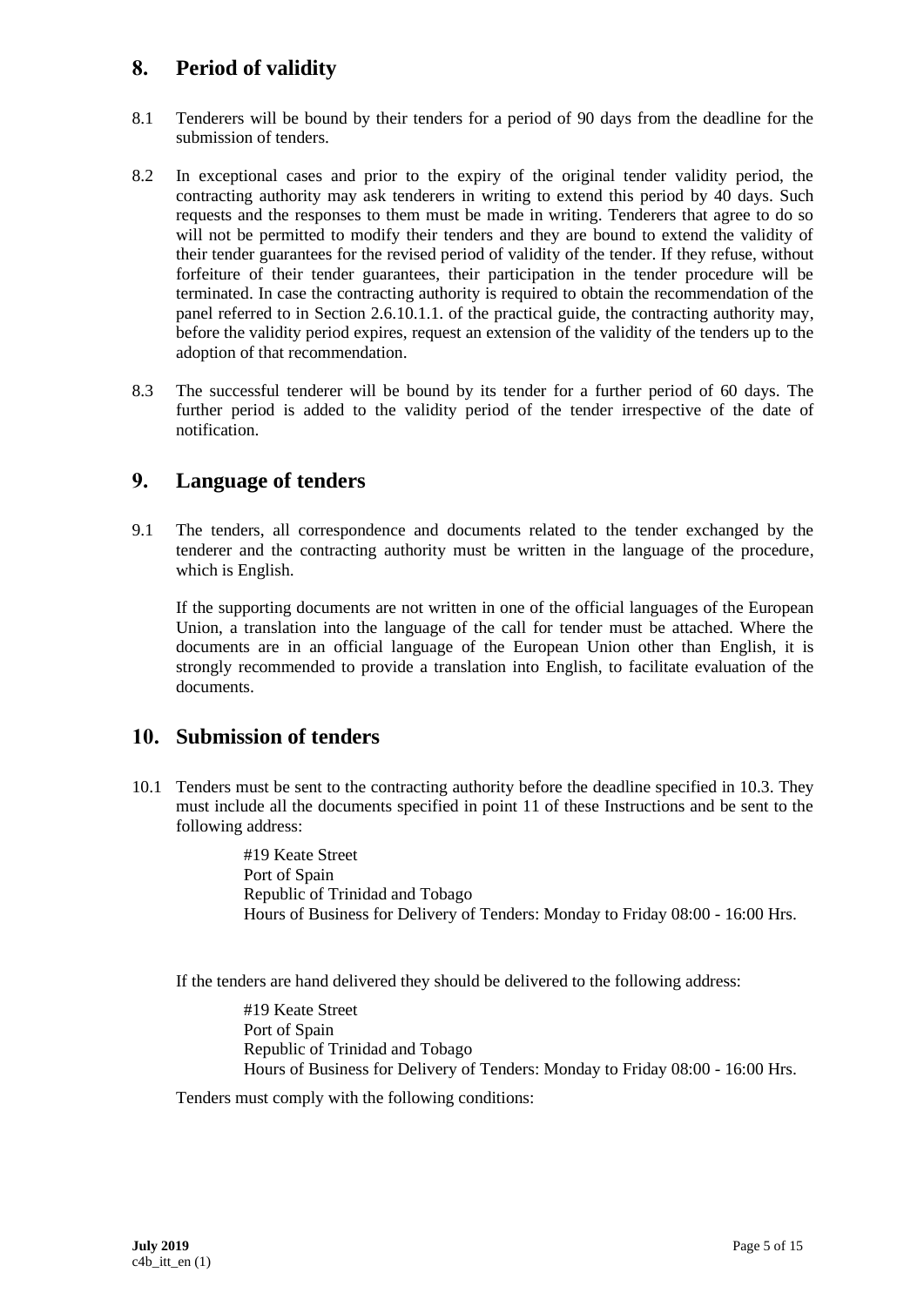## 8. Period of validity

8.1 Tenderers will be bound by their tenders for a period of 90 days from the deadline for the submission of tenders.

8.2 In exceptional cases and prior to the expiry of the original tender validity period, the contracting authority may ask tenderers in writing to extend this period by 40 days. Such requests and the responses to them must be made in writing. Tenderers that agree to do so will not be permitted to modify their tenders and they are bound to extend the validity of their tender guarantees for the revised period of validity of the tender. If they refuse, without forfeiture of their tender guarantees, their participation in the tender procedure will be terminated. In case the contracting authority is required to obtain the recommendation of the panel referred to in Section 2.6.10.1.1. of the practical guide, the contracting authority may, before the validity period expires, request an extension of the validity of the tenders up to the adoption of that recommendation.

8.3 The successful tenderer will be bound by its tender for a further period of 60 days. The further period is added to the validity period of the tender irrespective of the date of notification.

## 9. Language of tenders

9.1 The tenders, all correspondence and documents related to the tender exchanged by the tenderer and the contracting authority must be written in the language of the procedure, which is English.

If the supporting documents are not written in one of the official languages of the European Union, a translation into the language of the call for tender must be attached. Where the documents are in an official language of the European Union other than English, it is strongly recommended to provide a translation into English, to facilitate evaluation of the documents.

## 10. Submission of tenders

10.1 Tenders must be sent to the contracting authority before the deadline specified in 10.3. They must include all the documents specified in point 11 of these Instructions and be sent to the following address:

> #19 Keate Street
> Port of Spain
> Republic of Trinidad and Tobago
> Hours of Business for Delivery of Tenders: Monday to Friday 08:00 - 16:00 Hrs.

If the tenders are hand delivered they should be delivered to the following address:

> #19 Keate Street
> Port of Spain
> Republic of Trinidad and Tobago
> Hours of Business for Delivery of Tenders: Monday to Friday 08:00 - 16:00 Hrs.

Tenders must comply with the following conditions: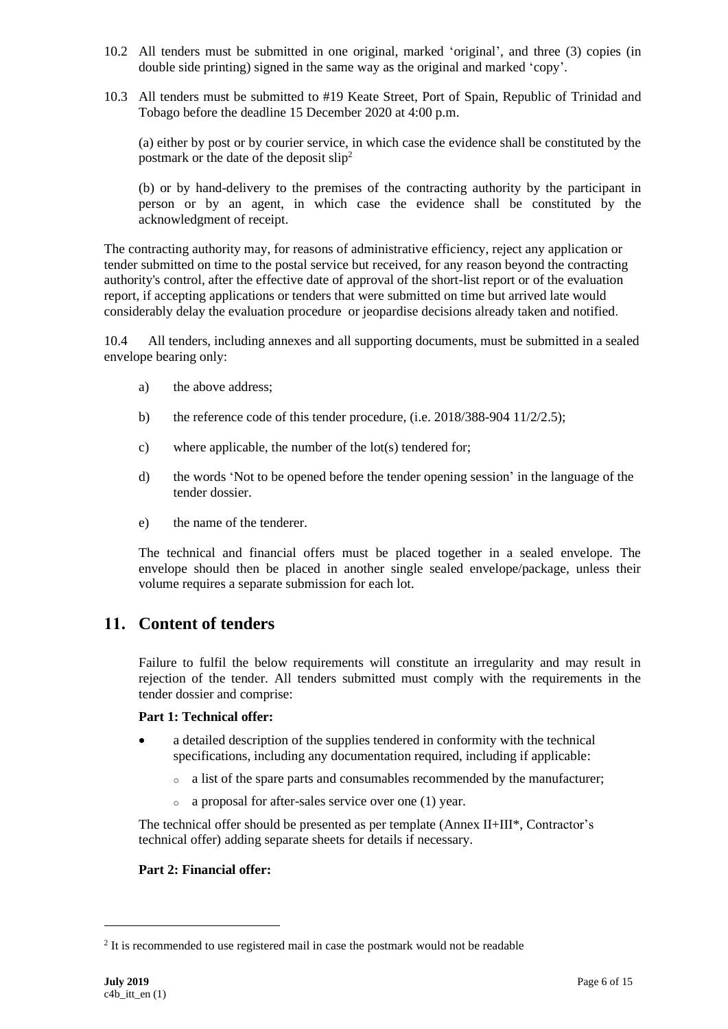10.2 All tenders must be submitted in one original, marked 'original', and three (3) copies (in double side printing) signed in the same way as the original and marked 'copy'.

10.3 All tenders must be submitted to #19 Keate Street, Port of Spain, Republic of Trinidad and Tobago before the deadline 15 December 2020 at 4:00 p.m.

(a) either by post or by courier service, in which case the evidence shall be constituted by the postmark or the date of the deposit slip[2]

(b) or by hand-delivery to the premises of the contracting authority by the participant in person or by an agent, in which case the evidence shall be constituted by the acknowledgment of receipt.

The contracting authority may, for reasons of administrative efficiency, reject any application or tender submitted on time to the postal service but received, for any reason beyond the contracting authority's control, after the effective date of approval of the short-list report or of the evaluation report, if accepting applications or tenders that were submitted on time but arrived late would considerably delay the evaluation procedure or jeopardise decisions already taken and notified.

10.4 All tenders, including annexes and all supporting documents, must be submitted in a sealed envelope bearing only:

a) the above address;

b) the reference code of this tender procedure, (i.e. 2018/388-904 11/2/2.5);

c) where applicable, the number of the lot(s) tendered for;

d) the words 'Not to be opened before the tender opening session' in the language of the tender dossier.

e) the name of the tenderer.

The technical and financial offers must be placed together in a sealed envelope. The envelope should then be placed in another single sealed envelope/package, unless their volume requires a separate submission for each lot.

## 11. Content of tenders

Failure to fulfil the below requirements will constitute an irregularity and may result in rejection of the tender. All tenders submitted must comply with the requirements in the tender dossier and comprise:

**Part 1: Technical offer:**

- a detailed description of the supplies tendered in conformity with the technical specifications, including any documentation required, including if applicable:
  - a list of the spare parts and consumables recommended by the manufacturer;
  - a proposal for after-sales service over one (1) year.

The technical offer should be presented as per template (Annex II+III*, Contractor's technical offer) adding separate sheets for details if necessary.

**Part 2: Financial offer:**

[2] It is recommended to use registered mail in case the postmark would not be readable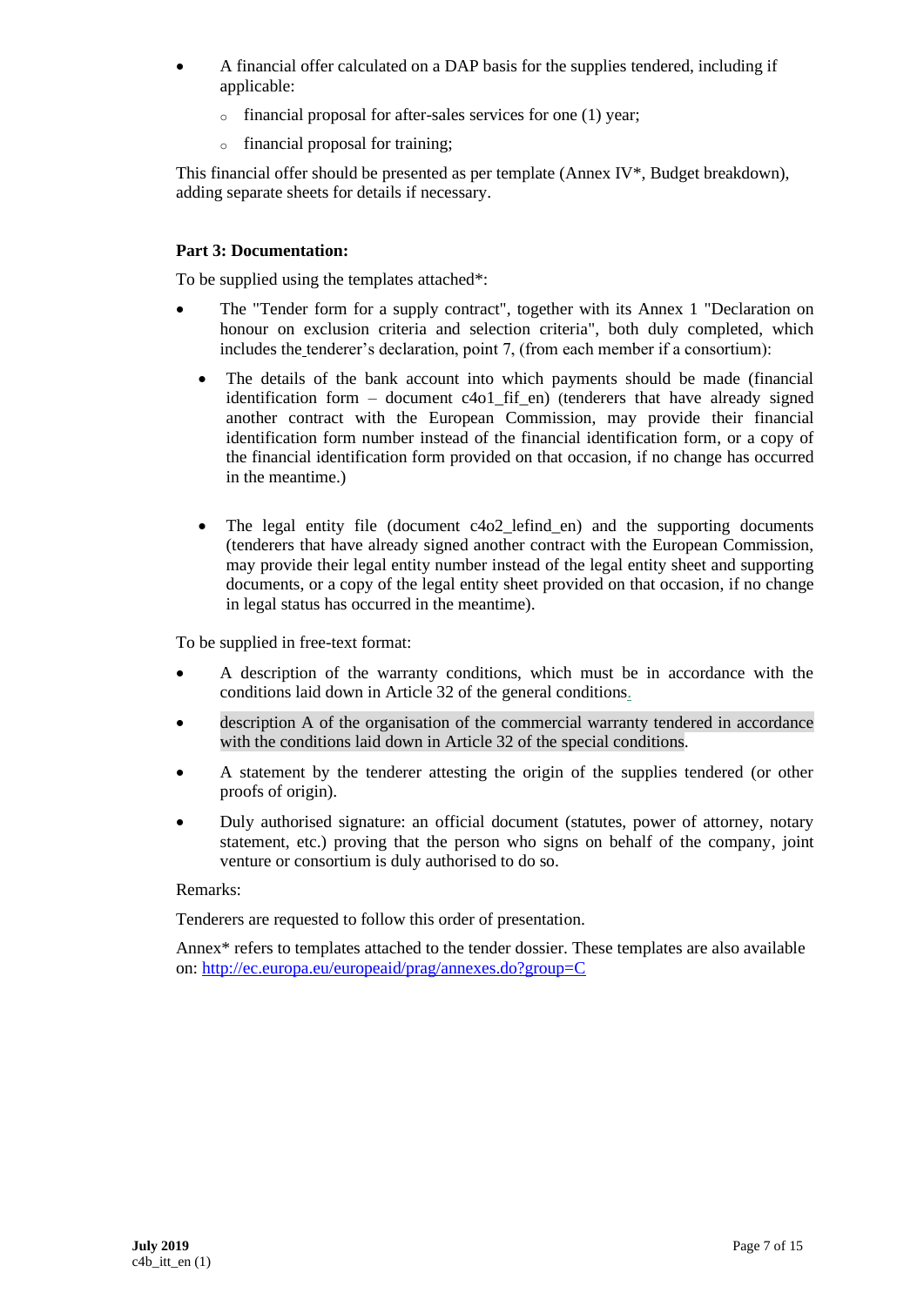- A financial offer calculated on a DAP basis for the supplies tendered, including if applicable:
  - financial proposal for after-sales services for one (1) year;
  - financial proposal for training;

This financial offer should be presented as per template (Annex IV*, Budget breakdown), adding separate sheets for details if necessary.

**Part 3: Documentation:**

To be supplied using the templates attached*:

- The "Tender form for a supply contract", together with its Annex 1 "Declaration on honour on exclusion criteria and selection criteria", both duly completed, which includes the tenderer's declaration, point 7, (from each member if a consortium):
  - The details of the bank account into which payments should be made (financial identification form – document c4o1_fif_en) (tenderers that have already signed another contract with the European Commission, may provide their financial identification form number instead of the financial identification form, or a copy of the financial identification form provided on that occasion, if no change has occurred in the meantime.)
  - The legal entity file (document c4o2_lefind_en) and the supporting documents (tenderers that have already signed another contract with the European Commission, may provide their legal entity number instead of the legal entity sheet and supporting documents, or a copy of the legal entity sheet provided on that occasion, if no change in legal status has occurred in the meantime).

To be supplied in free-text format:

- A description of the warranty conditions, which must be in accordance with the conditions laid down in Article 32 of the general conditions.
- description A of the organisation of the commercial warranty tendered in accordance with the conditions laid down in Article 32 of the special conditions.
- A statement by the tenderer attesting the origin of the supplies tendered (or other proofs of origin).
- Duly authorised signature: an official document (statutes, power of attorney, notary statement, etc.) proving that the person who signs on behalf of the company, joint venture or consortium is duly authorised to do so.

Remarks:

Tenderers are requested to follow this order of presentation.

Annex* refers to templates attached to the tender dossier. These templates are also available on: http://ec.europa.eu/europeaid/prag/annexes.do?group=C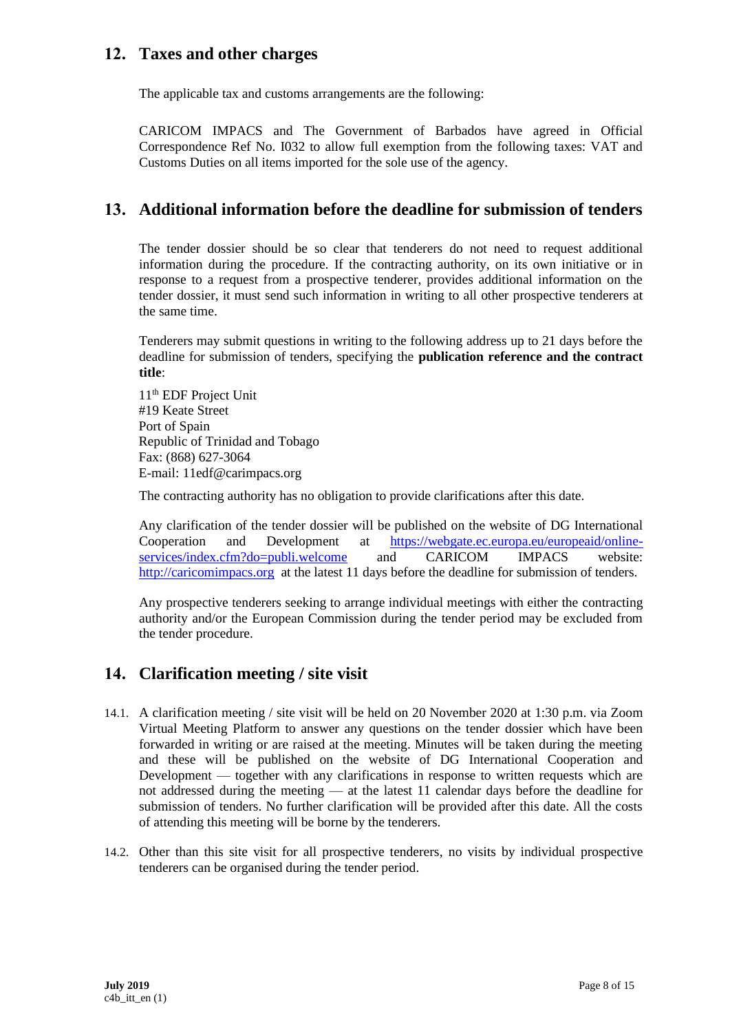## 12. Taxes and other charges

The applicable tax and customs arrangements are the following:

CARICOM IMPACS and The Government of Barbados have agreed in Official Correspondence Ref No. I032 to allow full exemption from the following taxes: VAT and Customs Duties on all items imported for the sole use of the agency.

## 13. Additional information before the deadline for submission of tenders

The tender dossier should be so clear that tenderers do not need to request additional information during the procedure. If the contracting authority, on its own initiative or in response to a request from a prospective tenderer, provides additional information on the tender dossier, it must send such information in writing to all other prospective tenderers at the same time.

Tenderers may submit questions in writing to the following address up to 21 days before the deadline for submission of tenders, specifying the **publication reference and the contract title**:

11th EDF Project Unit
#19 Keate Street
Port of Spain
Republic of Trinidad and Tobago
Fax: (868) 627-3064
E-mail: 11edf@carimpacs.org

The contracting authority has no obligation to provide clarifications after this date.

Any clarification of the tender dossier will be published on the website of DG International Cooperation and Development at https://webgate.ec.europa.eu/europeaid/online-services/index.cfm?do=publi.welcome and CARICOM IMPACS website: http://caricomimpacs.org at the latest 11 days before the deadline for submission of tenders.

Any prospective tenderers seeking to arrange individual meetings with either the contracting authority and/or the European Commission during the tender period may be excluded from the tender procedure.

## 14. Clarification meeting / site visit

14.1. A clarification meeting / site visit will be held on 20 November 2020 at 1:30 p.m. via Zoom Virtual Meeting Platform to answer any questions on the tender dossier which have been forwarded in writing or are raised at the meeting. Minutes will be taken during the meeting and these will be published on the website of DG International Cooperation and Development — together with any clarifications in response to written requests which are not addressed during the meeting — at the latest 11 calendar days before the deadline for submission of tenders. No further clarification will be provided after this date. All the costs of attending this meeting will be borne by the tenderers.

14.2. Other than this site visit for all prospective tenderers, no visits by individual prospective tenderers can be organised during the tender period.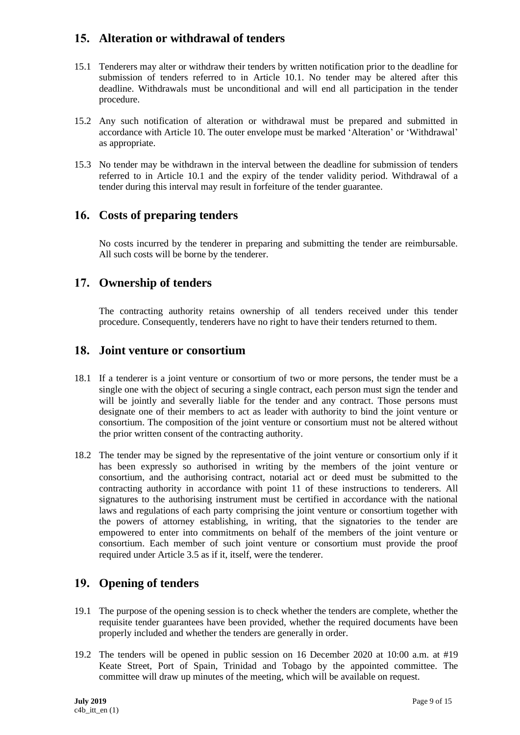## 15. Alteration or withdrawal of tenders

15.1 Tenderers may alter or withdraw their tenders by written notification prior to the deadline for submission of tenders referred to in Article 10.1. No tender may be altered after this deadline. Withdrawals must be unconditional and will end all participation in the tender procedure.

15.2 Any such notification of alteration or withdrawal must be prepared and submitted in accordance with Article 10. The outer envelope must be marked 'Alteration' or 'Withdrawal' as appropriate.

15.3 No tender may be withdrawn in the interval between the deadline for submission of tenders referred to in Article 10.1 and the expiry of the tender validity period. Withdrawal of a tender during this interval may result in forfeiture of the tender guarantee.

## 16. Costs of preparing tenders

No costs incurred by the tenderer in preparing and submitting the tender are reimbursable. All such costs will be borne by the tenderer.

## 17. Ownership of tenders

The contracting authority retains ownership of all tenders received under this tender procedure. Consequently, tenderers have no right to have their tenders returned to them.

## 18. Joint venture or consortium

18.1 If a tenderer is a joint venture or consortium of two or more persons, the tender must be a single one with the object of securing a single contract, each person must sign the tender and will be jointly and severally liable for the tender and any contract. Those persons must designate one of their members to act as leader with authority to bind the joint venture or consortium. The composition of the joint venture or consortium must not be altered without the prior written consent of the contracting authority.

18.2 The tender may be signed by the representative of the joint venture or consortium only if it has been expressly so authorised in writing by the members of the joint venture or consortium, and the authorising contract, notarial act or deed must be submitted to the contracting authority in accordance with point 11 of these instructions to tenderers. All signatures to the authorising instrument must be certified in accordance with the national laws and regulations of each party comprising the joint venture or consortium together with the powers of attorney establishing, in writing, that the signatories to the tender are empowered to enter into commitments on behalf of the members of the joint venture or consortium. Each member of such joint venture or consortium must provide the proof required under Article 3.5 as if it, itself, were the tenderer.

## 19. Opening of tenders

19.1 The purpose of the opening session is to check whether the tenders are complete, whether the requisite tender guarantees have been provided, whether the required documents have been properly included and whether the tenders are generally in order.

19.2 The tenders will be opened in public session on 16 December 2020 at 10:00 a.m. at #19 Keate Street, Port of Spain, Trinidad and Tobago by the appointed committee. The committee will draw up minutes of the meeting, which will be available on request.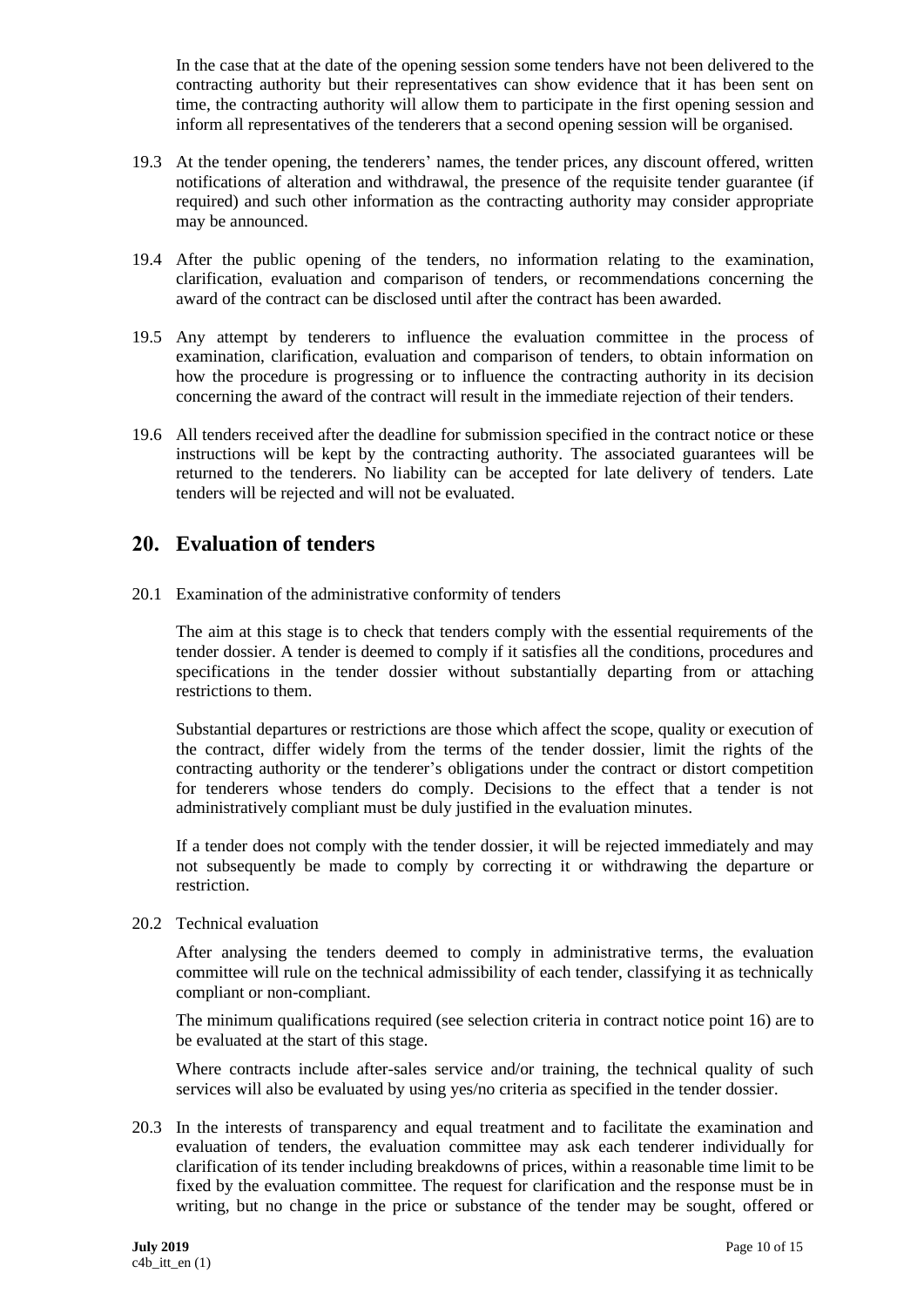In the case that at the date of the opening session some tenders have not been delivered to the contracting authority but their representatives can show evidence that it has been sent on time, the contracting authority will allow them to participate in the first opening session and inform all representatives of the tenderers that a second opening session will be organised.

19.3 At the tender opening, the tenderers' names, the tender prices, any discount offered, written notifications of alteration and withdrawal, the presence of the requisite tender guarantee (if required) and such other information as the contracting authority may consider appropriate may be announced.

19.4 After the public opening of the tenders, no information relating to the examination, clarification, evaluation and comparison of tenders, or recommendations concerning the award of the contract can be disclosed until after the contract has been awarded.

19.5 Any attempt by tenderers to influence the evaluation committee in the process of examination, clarification, evaluation and comparison of tenders, to obtain information on how the procedure is progressing or to influence the contracting authority in its decision concerning the award of the contract will result in the immediate rejection of their tenders.

19.6 All tenders received after the deadline for submission specified in the contract notice or these instructions will be kept by the contracting authority. The associated guarantees will be returned to the tenderers. No liability can be accepted for late delivery of tenders. Late tenders will be rejected and will not be evaluated.

## 20. Evaluation of tenders

20.1 Examination of the administrative conformity of tenders

The aim at this stage is to check that tenders comply with the essential requirements of the tender dossier. A tender is deemed to comply if it satisfies all the conditions, procedures and specifications in the tender dossier without substantially departing from or attaching restrictions to them.

Substantial departures or restrictions are those which affect the scope, quality or execution of the contract, differ widely from the terms of the tender dossier, limit the rights of the contracting authority or the tenderer's obligations under the contract or distort competition for tenderers whose tenders do comply. Decisions to the effect that a tender is not administratively compliant must be duly justified in the evaluation minutes.

If a tender does not comply with the tender dossier, it will be rejected immediately and may not subsequently be made to comply by correcting it or withdrawing the departure or restriction.

20.2 Technical evaluation

After analysing the tenders deemed to comply in administrative terms, the evaluation committee will rule on the technical admissibility of each tender, classifying it as technically compliant or non-compliant.

The minimum qualifications required (see selection criteria in contract notice point 16) are to be evaluated at the start of this stage.

Where contracts include after-sales service and/or training, the technical quality of such services will also be evaluated by using yes/no criteria as specified in the tender dossier.

20.3 In the interests of transparency and equal treatment and to facilitate the examination and evaluation of tenders, the evaluation committee may ask each tenderer individually for clarification of its tender including breakdowns of prices, within a reasonable time limit to be fixed by the evaluation committee. The request for clarification and the response must be in writing, but no change in the price or substance of the tender may be sought, offered or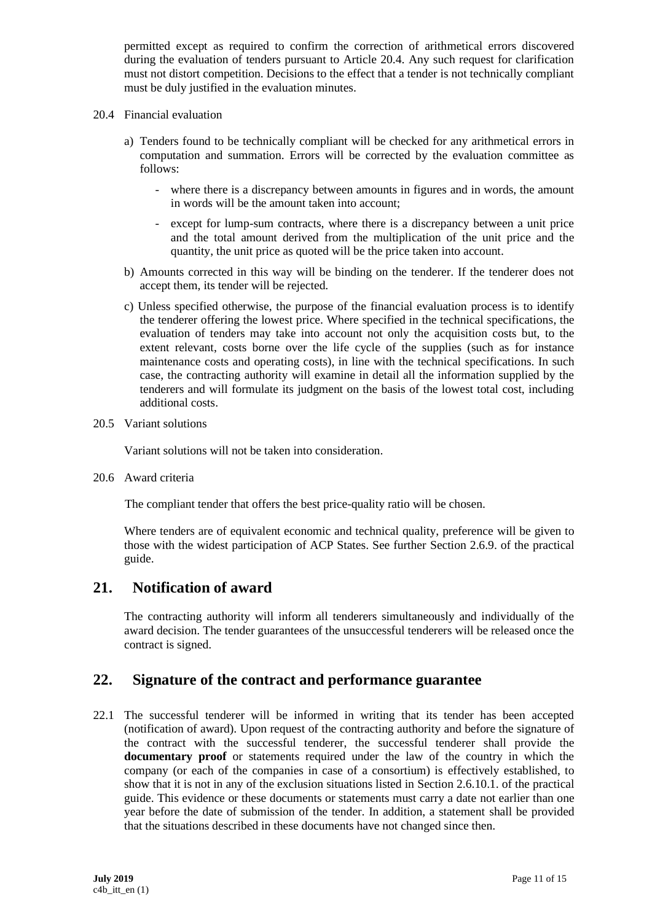permitted except as required to confirm the correction of arithmetical errors discovered during the evaluation of tenders pursuant to Article 20.4. Any such request for clarification must not distort competition. Decisions to the effect that a tender is not technically compliant must be duly justified in the evaluation minutes.

20.4 Financial evaluation

a) Tenders found to be technically compliant will be checked for any arithmetical errors in computation and summation. Errors will be corrected by the evaluation committee as follows:

- where there is a discrepancy between amounts in figures and in words, the amount in words will be the amount taken into account;
- except for lump-sum contracts, where there is a discrepancy between a unit price and the total amount derived from the multiplication of the unit price and the quantity, the unit price as quoted will be the price taken into account.

b) Amounts corrected in this way will be binding on the tenderer. If the tenderer does not accept them, its tender will be rejected.

c) Unless specified otherwise, the purpose of the financial evaluation process is to identify the tenderer offering the lowest price. Where specified in the technical specifications, the evaluation of tenders may take into account not only the acquisition costs but, to the extent relevant, costs borne over the life cycle of the supplies (such as for instance maintenance costs and operating costs), in line with the technical specifications. In such case, the contracting authority will examine in detail all the information supplied by the tenderers and will formulate its judgment on the basis of the lowest total cost, including additional costs.

20.5 Variant solutions

Variant solutions will not be taken into consideration.

20.6 Award criteria

The compliant tender that offers the best price-quality ratio will be chosen.

Where tenders are of equivalent economic and technical quality, preference will be given to those with the widest participation of ACP States. See further Section 2.6.9. of the practical guide.

## 21. Notification of award

The contracting authority will inform all tenderers simultaneously and individually of the award decision. The tender guarantees of the unsuccessful tenderers will be released once the contract is signed.

## 22. Signature of the contract and performance guarantee

22.1 The successful tenderer will be informed in writing that its tender has been accepted (notification of award). Upon request of the contracting authority and before the signature of the contract with the successful tenderer, the successful tenderer shall provide the **documentary proof** or statements required under the law of the country in which the company (or each of the companies in case of a consortium) is effectively established, to show that it is not in any of the exclusion situations listed in Section 2.6.10.1. of the practical guide. This evidence or these documents or statements must carry a date not earlier than one year before the date of submission of the tender. In addition, a statement shall be provided that the situations described in these documents have not changed since then.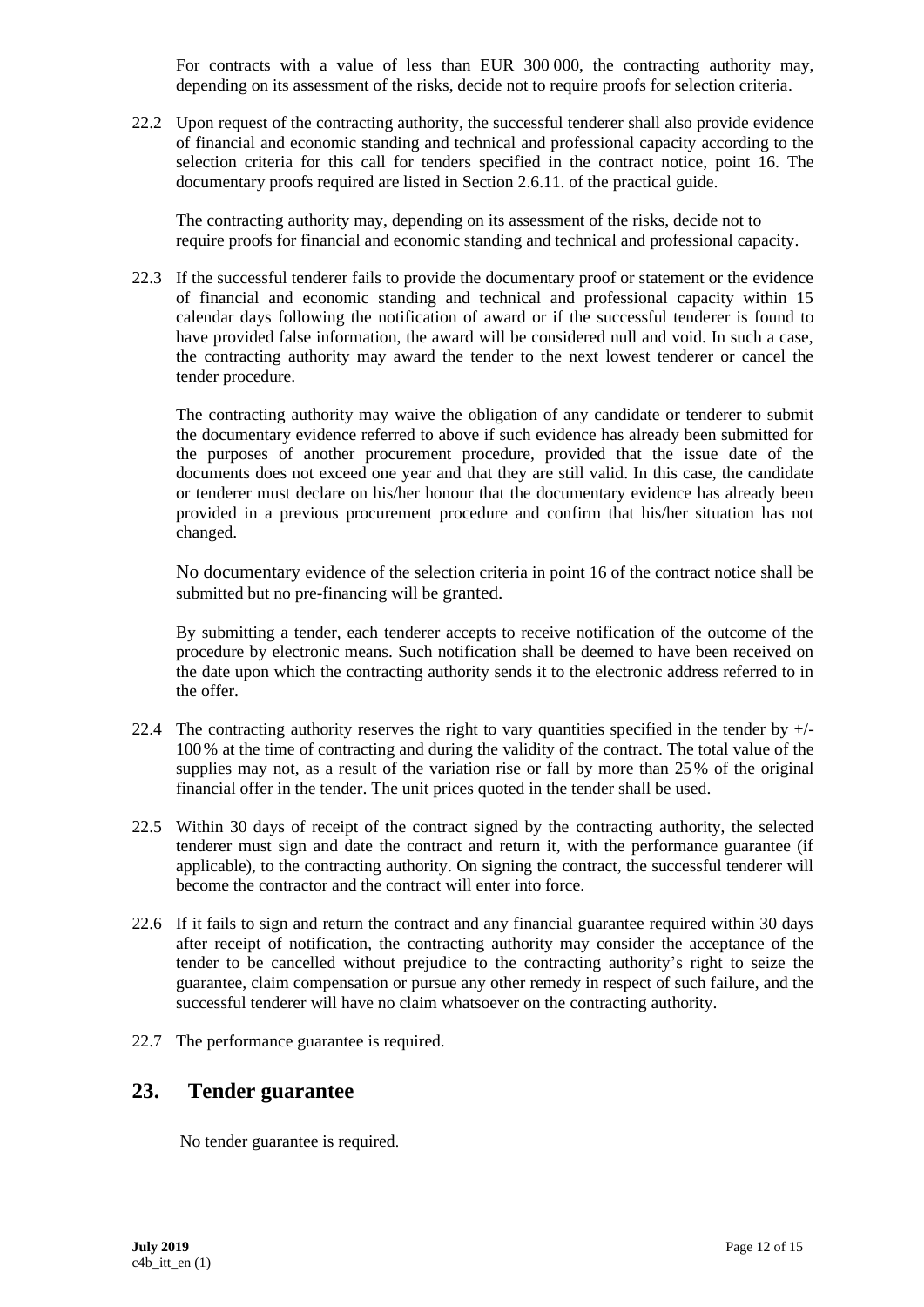For contracts with a value of less than EUR 300 000, the contracting authority may, depending on its assessment of the risks, decide not to require proofs for selection criteria.

22.2 Upon request of the contracting authority, the successful tenderer shall also provide evidence of financial and economic standing and technical and professional capacity according to the selection criteria for this call for tenders specified in the contract notice, point 16. The documentary proofs required are listed in Section 2.6.11. of the practical guide.

The contracting authority may, depending on its assessment of the risks, decide not to require proofs for financial and economic standing and technical and professional capacity.

22.3 If the successful tenderer fails to provide the documentary proof or statement or the evidence of financial and economic standing and technical and professional capacity within 15 calendar days following the notification of award or if the successful tenderer is found to have provided false information, the award will be considered null and void. In such a case, the contracting authority may award the tender to the next lowest tenderer or cancel the tender procedure.

The contracting authority may waive the obligation of any candidate or tenderer to submit the documentary evidence referred to above if such evidence has already been submitted for the purposes of another procurement procedure, provided that the issue date of the documents does not exceed one year and that they are still valid. In this case, the candidate or tenderer must declare on his/her honour that the documentary evidence has already been provided in a previous procurement procedure and confirm that his/her situation has not changed.

No documentary evidence of the selection criteria in point 16 of the contract notice shall be submitted but no pre-financing will be granted.

By submitting a tender, each tenderer accepts to receive notification of the outcome of the procedure by electronic means. Such notification shall be deemed to have been received on the date upon which the contracting authority sends it to the electronic address referred to in the offer.

22.4 The contracting authority reserves the right to vary quantities specified in the tender by +/- 100 % at the time of contracting and during the validity of the contract. The total value of the supplies may not, as a result of the variation rise or fall by more than 25 % of the original financial offer in the tender. The unit prices quoted in the tender shall be used.

22.5 Within 30 days of receipt of the contract signed by the contracting authority, the selected tenderer must sign and date the contract and return it, with the performance guarantee (if applicable), to the contracting authority. On signing the contract, the successful tenderer will become the contractor and the contract will enter into force.

22.6 If it fails to sign and return the contract and any financial guarantee required within 30 days after receipt of notification, the contracting authority may consider the acceptance of the tender to be cancelled without prejudice to the contracting authority's right to seize the guarantee, claim compensation or pursue any other remedy in respect of such failure, and the successful tenderer will have no claim whatsoever on the contracting authority.

22.7 The performance guarantee is required.

## 23. Tender guarantee

No tender guarantee is required.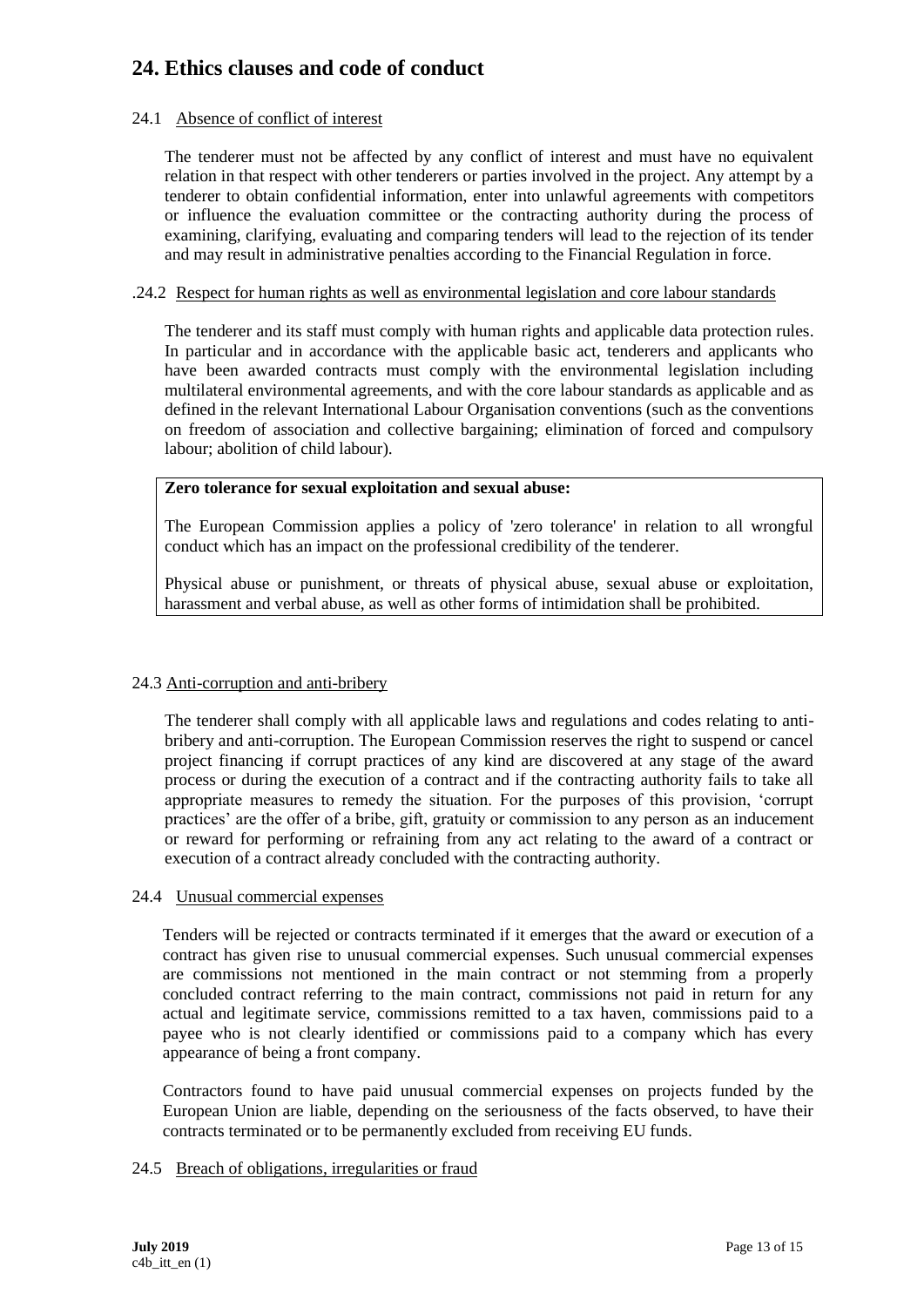## 24. Ethics clauses and code of conduct

24.1 Absence of conflict of interest

The tenderer must not be affected by any conflict of interest and must have no equivalent relation in that respect with other tenderers or parties involved in the project. Any attempt by a tenderer to obtain confidential information, enter into unlawful agreements with competitors or influence the evaluation committee or the contracting authority during the process of examining, clarifying, evaluating and comparing tenders will lead to the rejection of its tender and may result in administrative penalties according to the Financial Regulation in force.

.24.2 Respect for human rights as well as environmental legislation and core labour standards

The tenderer and its staff must comply with human rights and applicable data protection rules. In particular and in accordance with the applicable basic act, tenderers and applicants who have been awarded contracts must comply with the environmental legislation including multilateral environmental agreements, and with the core labour standards as applicable and as defined in the relevant International Labour Organisation conventions (such as the conventions on freedom of association and collective bargaining; elimination of forced and compulsory labour; abolition of child labour).

**Zero tolerance for sexual exploitation and sexual abuse:**

The European Commission applies a policy of 'zero tolerance' in relation to all wrongful conduct which has an impact on the professional credibility of the tenderer.

Physical abuse or punishment, or threats of physical abuse, sexual abuse or exploitation, harassment and verbal abuse, as well as other forms of intimidation shall be prohibited.

24.3 Anti-corruption and anti-bribery

The tenderer shall comply with all applicable laws and regulations and codes relating to anti-bribery and anti-corruption. The European Commission reserves the right to suspend or cancel project financing if corrupt practices of any kind are discovered at any stage of the award process or during the execution of a contract and if the contracting authority fails to take all appropriate measures to remedy the situation. For the purposes of this provision, 'corrupt practices' are the offer of a bribe, gift, gratuity or commission to any person as an inducement or reward for performing or refraining from any act relating to the award of a contract or execution of a contract already concluded with the contracting authority.

24.4 Unusual commercial expenses

Tenders will be rejected or contracts terminated if it emerges that the award or execution of a contract has given rise to unusual commercial expenses. Such unusual commercial expenses are commissions not mentioned in the main contract or not stemming from a properly concluded contract referring to the main contract, commissions not paid in return for any actual and legitimate service, commissions remitted to a tax haven, commissions paid to a payee who is not clearly identified or commissions paid to a company which has every appearance of being a front company.

Contractors found to have paid unusual commercial expenses on projects funded by the European Union are liable, depending on the seriousness of the facts observed, to have their contracts terminated or to be permanently excluded from receiving EU funds.

24.5 Breach of obligations, irregularities or fraud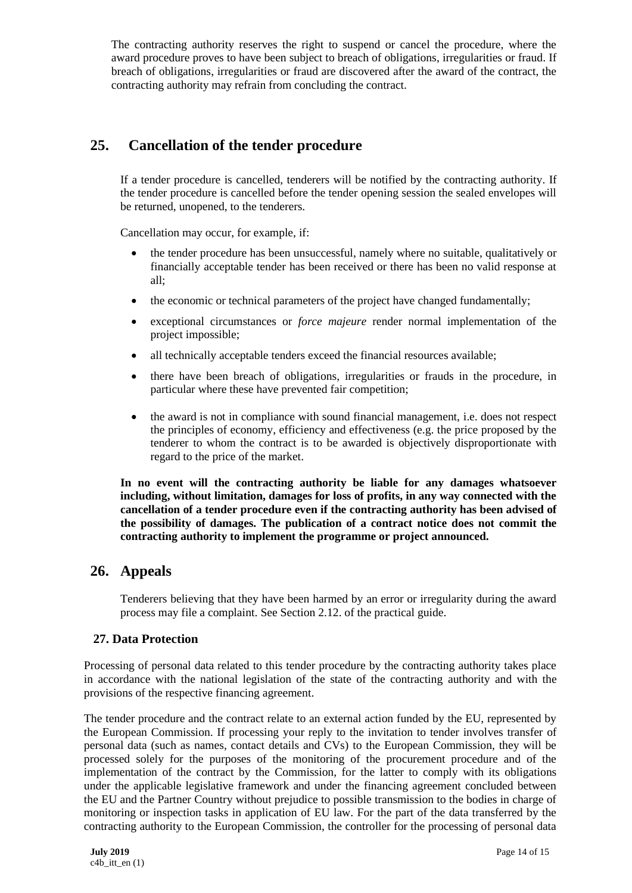The contracting authority reserves the right to suspend or cancel the procedure, where the award procedure proves to have been subject to breach of obligations, irregularities or fraud. If breach of obligations, irregularities or fraud are discovered after the award of the contract, the contracting authority may refrain from concluding the contract.

## 25. Cancellation of the tender procedure

If a tender procedure is cancelled, tenderers will be notified by the contracting authority. If the tender procedure is cancelled before the tender opening session the sealed envelopes will be returned, unopened, to the tenderers.

Cancellation may occur, for example, if:

- the tender procedure has been unsuccessful, namely where no suitable, qualitatively or financially acceptable tender has been received or there has been no valid response at all;
- the economic or technical parameters of the project have changed fundamentally;
- exceptional circumstances or *force majeure* render normal implementation of the project impossible;
- all technically acceptable tenders exceed the financial resources available;
- there have been breach of obligations, irregularities or frauds in the procedure, in particular where these have prevented fair competition;
- the award is not in compliance with sound financial management, i.e. does not respect the principles of economy, efficiency and effectiveness (e.g. the price proposed by the tenderer to whom the contract is to be awarded is objectively disproportionate with regard to the price of the market.

**In no event will the contracting authority be liable for any damages whatsoever including, without limitation, damages for loss of profits, in any way connected with the cancellation of a tender procedure even if the contracting authority has been advised of the possibility of damages. The publication of a contract notice does not commit the contracting authority to implement the programme or project announced.**

## 26. Appeals

Tenderers believing that they have been harmed by an error or irregularity during the award process may file a complaint. See Section 2.12. of the practical guide.

### 27. Data Protection

Processing of personal data related to this tender procedure by the contracting authority takes place in accordance with the national legislation of the state of the contracting authority and with the provisions of the respective financing agreement.

The tender procedure and the contract relate to an external action funded by the EU, represented by the European Commission. If processing your reply to the invitation to tender involves transfer of personal data (such as names, contact details and CVs) to the European Commission, they will be processed solely for the purposes of the monitoring of the procurement procedure and of the implementation of the contract by the Commission, for the latter to comply with its obligations under the applicable legislative framework and under the financing agreement concluded between the EU and the Partner Country without prejudice to possible transmission to the bodies in charge of monitoring or inspection tasks in application of EU law. For the part of the data transferred by the contracting authority to the European Commission, the controller for the processing of personal data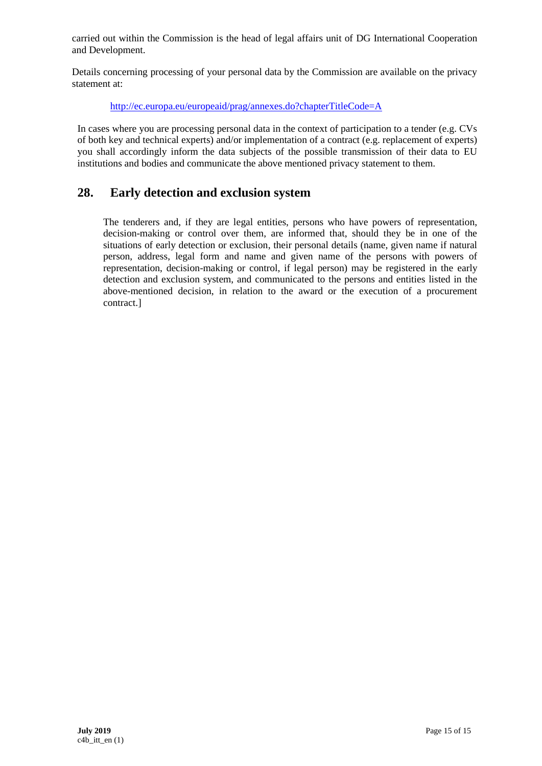carried out within the Commission is the head of legal affairs unit of DG International Cooperation and Development.

Details concerning processing of your personal data by the Commission are available on the privacy statement at:

http://ec.europa.eu/europeaid/prag/annexes.do?chapterTitleCode=A

In cases where you are processing personal data in the context of participation to a tender (e.g. CVs of both key and technical experts) and/or implementation of a contract (e.g. replacement of experts) you shall accordingly inform the data subjects of the possible transmission of their data to EU institutions and bodies and communicate the above mentioned privacy statement to them.

## 28. Early detection and exclusion system

The tenderers and, if they are legal entities, persons who have powers of representation, decision-making or control over them, are informed that, should they be in one of the situations of early detection or exclusion, their personal details (name, given name if natural person, address, legal form and name and given name of the persons with powers of representation, decision-making or control, if legal person) may be registered in the early detection and exclusion system, and communicated to the persons and entities listed in the above-mentioned decision, in relation to the award or the execution of a procurement contract.]

**July 2019**
c4b_itt_en (1)